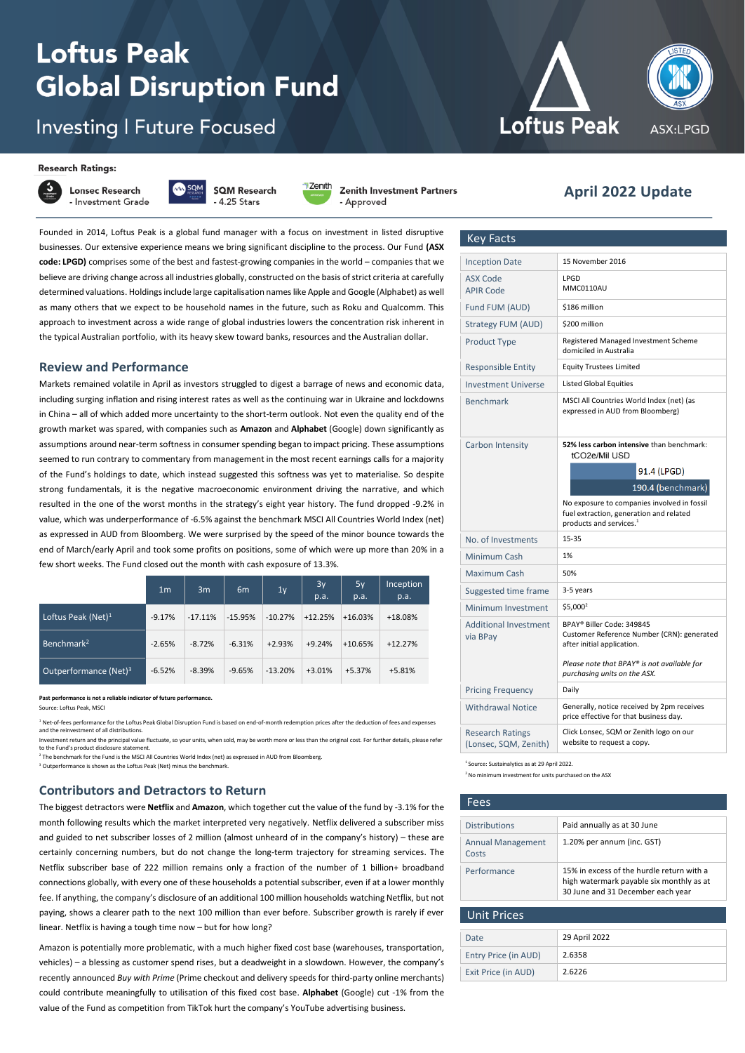# Loftus Peak Global Disruption Fund

Investing | Future Focused

Loftus Peak

ASX:LPGD

**Research Ratings:**

- Lonsec Research - Investment Grade
- SQM Research - 4.25 Stars
- Zenith Investment Partners - Approved

## April 2022 Update

Founded in 2014, Loftus Peak is a global fund manager with a focus on investment in listed disruptive businesses. Our extensive experience means we bring significant discipline to the process. Our Fund **(ASX code: LPGD)** comprises some of the best and fastest-growing companies in the world – companies that we believe are driving change across all industries globally, constructed on the basis of strict criteria at carefully determined valuations. Holdings include large capitalisation names like Apple and Google (Alphabet) as well as many others that we expect to be household names in the future, such as Roku and Qualcomm. This approach to investment across a wide range of global industries lowers the concentration risk inherent in the typical Australian portfolio, with its heavy skew toward banks, resources and the Australian dollar.

## Review and Performance

Markets remained volatile in April as investors struggled to digest a barrage of news and economic data, including surging inflation and rising interest rates as well as the continuing war in Ukraine and lockdowns in China – all of which added more uncertainty to the short-term outlook. Not even the quality end of the growth market was spared, with companies such as **Amazon** and **Alphabet** (Google) down significantly as assumptions around near-term softness in consumer spending began to impact pricing. These assumptions seemed to run contrary to commentary from management in the most recent earnings calls for a majority of the Fund's holdings to date, which instead suggested this softness was yet to materialise. So despite strong fundamentals, it is the negative macroeconomic environment driving the narrative, and which resulted in the one of the worst months in the strategy's eight year history. The fund dropped -9.2% in value, which was underperformance of -6.5% against the benchmark MSCI All Countries World Index (net) as expressed in AUD from Bloomberg. We were surprised by the speed of the minor bounce towards the end of March/early April and took some profits on positions, some of which were up more than 20% in a few short weeks. The Fund closed out the month with cash exposure of 13.3%.

| | 1m | 3m | 6m | 1y | 3y p.a. | 5y p.a. | Inception p.a. |
|---|---|---|---|---|---|---|---|
| Loftus Peak (Net)[1] | -9.17% | -17.11% | -15.95% | -10.27% | +12.25% | +16.03% | +18.08% |
| Benchmark[2] | -2.65% | -8.72% | -6.31% | +2.93% | +9.24% | +10.65% | +12.27% |
| Outperformance (Net)[3] | -6.52% | -8.39% | -9.65% | -13.20% | +3.01% | +5.37% | +5.81% |

**Past performance is not a reliable indicator of future performance.**

Source: Loftus Peak, MSCI

[1] Net-of-fees performance for the Loftus Peak Global Disruption Fund is based on end-of-month redemption prices after the deduction of fees and expenses and the reinvestment of all distributions.

Investment return and the principal value fluctuate, so your units, when sold, may be worth more or less than the original cost. For further details, please refer to the Fund's product disclosure statement.

[2] The benchmark for the Fund is the MSCI All Countries World Index (net) as expressed in AUD from Bloomberg.

[3] Outperformance is shown as the Loftus Peak (Net) minus the benchmark.

## Contributors and Detractors to Return

The biggest detractors were **Netflix** and **Amazon**, which together cut the value of the fund by -3.1% for the month following results which the market interpreted very negatively. Netflix delivered a subscriber miss and guided to net subscriber losses of 2 million (almost unheard of in the company's history) – these are certainly concerning numbers, but do not change the long-term trajectory for streaming services. The Netflix subscriber base of 222 million remains only a fraction of the number of 1 billion+ broadband connections globally, with every one of these households a potential subscriber, even if at a lower monthly fee. If anything, the company's disclosure of an additional 100 million households watching Netflix, but not paying, shows a clearer path to the next 100 million than ever before. Subscriber growth is rarely if ever linear. Netflix is having a tough time now – but for how long?

Amazon is potentially more problematic, with a much higher fixed cost base (warehouses, transportation, vehicles) – a blessing as customer spend rises, but a deadweight in a slowdown. However, the company's recently announced *Buy with Prime* (Prime checkout and delivery speeds for third-party online merchants) could contribute meaningfully to utilisation of this fixed cost base. **Alphabet** (Google) cut -1% from the value of the Fund as competition from TikTok hurt the company's YouTube advertising business.

## Key Facts

| | |
|---|---|
| Inception Date | 15 November 2016 |
| ASX Code<br>APIR Code | LPGD<br>MMC0110AU |
| Fund FUM (AUD) | $186 million |
| Strategy FUM (AUD) | $200 million |
| Product Type | Registered Managed Investment Scheme domiciled in Australia |
| Responsible Entity | Equity Trustees Limited |
| Investment Universe | Listed Global Equities |
| Benchmark | MSCI All Countries World Index (net) (as expressed in AUD from Bloomberg) |
| Carbon Intensity | **52% less carbon intensive** than benchmark: tCO2e/Mil USD<br>91.4 (LPGD)<br>190.4 (benchmark)<br>No exposure to companies involved in fossil fuel extraction, generation and related products and services.[1] |
| No. of Investments | 15-35 |
| Minimum Cash | 1% |
| Maximum Cash | 50% |
| Suggested time frame | 3-5 years |
| Minimum Investment | $5,000[2] |
| Additional Investment via BPay | BPAY® Biller Code: 349845<br>Customer Reference Number (CRN): generated after initial application.<br>*Please note that BPAY® is not available for purchasing units on the ASX.* |
| Pricing Frequency | Daily |
| Withdrawal Notice | Generally, notice received by 2pm receives price effective for that business day. |
| Research Ratings (Lonsec, SQM, Zenith) | Click Lonsec, SQM or Zenith logo on our website to request a copy. |

[1] Source: Sustainalytics as at 29 April 2022.

[2] No minimum investment for units purchased on the ASX

## Fees

| | |
|---|---|
| Distributions | Paid annually as at 30 June |
| Annual Management Costs | 1.20% per annum (inc. GST) |
| Performance | 15% in excess of the hurdle return with a high watermark payable six monthly as at 30 June and 31 December each year |

## Unit Prices

| | |
|---|---|
| Date | 29 April 2022 |
| Entry Price (in AUD) | 2.6358 |
| Exit Price (in AUD) | 2.6226 |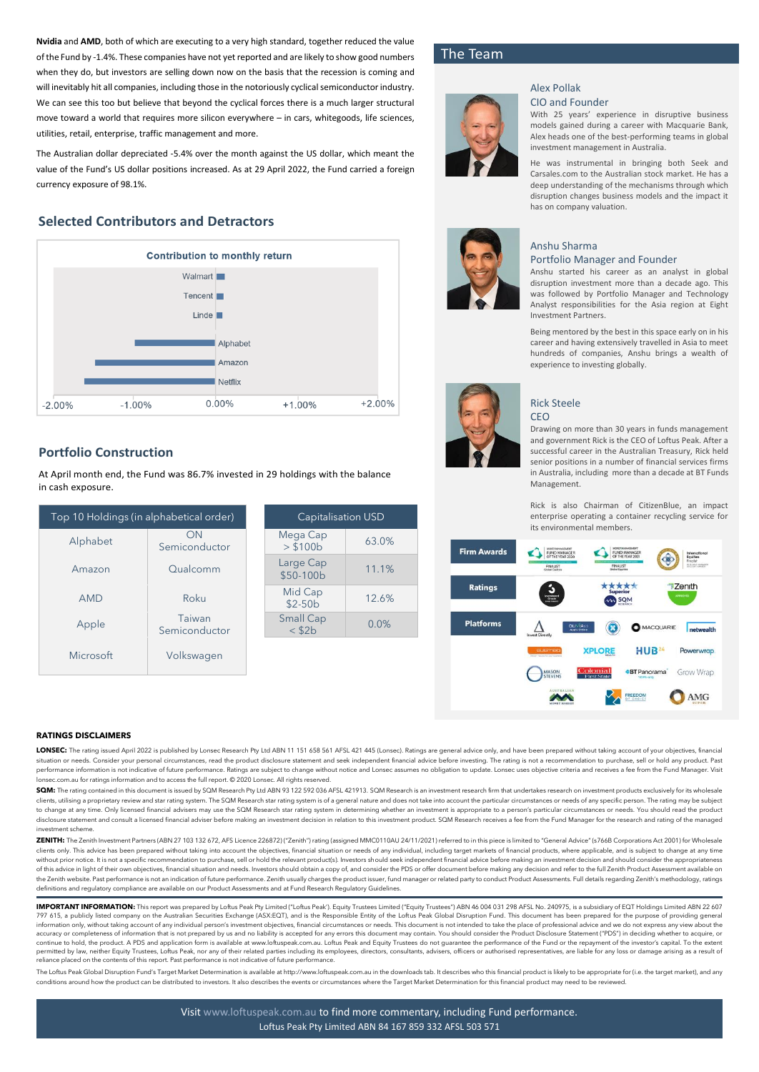**Nvidia** and **AMD**, both of which are executing to a very high standard, together reduced the value of the Fund by -1.4%. These companies have not yet reported and are likely to show good numbers when they do, but investors are selling down now on the basis that the recession is coming and will inevitably hit all companies, including those in the notoriously cyclical semiconductor industry. We can see this too but believe that beyond the cyclical forces there is a much larger structural move toward a world that requires more silicon everywhere – in cars, whitegoods, life sciences, utilities, retail, enterprise, traffic management and more.

The Australian dollar depreciated -5.4% over the month against the US dollar, which meant the value of the Fund's US dollar positions increased. As at 29 April 2022, the Fund carried a foreign currency exposure of 98.1%.

## Selected Contributors and Detractors

Contribution to monthly return

Walmart
Tencent
Linde
Alphabet
Amazon
Netflix

-2.00% -1.00% 0.00% +1.00% +2.00%

## Portfolio Construction

At April month end, the Fund was 86.7% invested in 29 holdings with the balance in cash exposure.

| Top 10 Holdings (in alphabetical order) | |
|---|---|
| Alphabet | ON Semiconductor |
| Amazon | Qualcomm |
| AMD | Roku |
| Apple | Taiwan Semiconductor |
| Microsoft | Volkswagen |

| Capitalisation USD | |
|---|---|
| Mega Cap > $100b | 63.0% |
| Large Cap $50-100b | 11.1% |
| Mid Cap $2-50b | 12.6% |
| Small Cap < $2b | 0.0% |

## The Team

**Alex Pollak**
CIO and Founder

With 25 years' experience in disruptive business models gained during a career with Macquarie Bank, Alex heads one of the best-performing teams in global investment management in Australia.

He was instrumental in bringing both Seek and Carsales.com to the Australian stock market. He has a deep understanding of the mechanisms through which disruption changes business models and the impact it has on company valuation.

**Anshu Sharma**
Portfolio Manager and Founder

Anshu started his career as an analyst in global disruption investment more than a decade ago. This was followed by Portfolio Manager and Technology Analyst responsibilities for the Asia region at Eight Investment Partners.

Being mentored by the best in this space early on in his career and having extensively travelled in Asia to meet hundreds of companies, Anshu brings a wealth of experience to investing globally.

**Rick Steele**
CEO

Drawing on more than 30 years in funds management and government Rick is the CEO of Loftus Peak. After a successful career in the Australian Treasury, Rick held senior positions in a number of financial services firms in Australia, including more than a decade at BT Funds Management.

Rick is also Chairman of CitizenBlue, an impact enterprise operating a container recycling service for its environmental members.

**Firm Awards**

**Ratings**

**Platforms**

### RATINGS DISCLAIMERS

**LONSEC:** The rating issued April 2022 is published by Lonsec Research Pty Ltd ABN 11 151 658 561 AFSL 421 445 (Lonsec). Ratings are general advice only, and have been prepared without taking account of your objectives, financial situation or needs. Consider your personal circumstances, read the product disclosure statement and seek independent financial advice before investing. The rating is not a recommendation to purchase, sell or hold any product. Past performance information is not indicative of future performance. Ratings are subject to change without notice and Lonsec assumes no obligation to update. Lonsec uses objective criteria and receives a fee from the Fund Manager. Visit lonsec.com.au for ratings information and to access the full report. © 2020 Lonsec. All rights reserved.

**SQM:** The rating contained in this document is issued by SQM Research Pty Ltd ABN 93 122 592 036 AFSL 421913. SQM Research is an investment research firm that undertakes research on investment products exclusively for its wholesale clients, utilising a proprietary review and star rating system. The SQM Research star rating system is of a general nature and does not take into account the particular circumstances or needs of any specific person. The rating may be subject to change at any time. Only licensed financial advisers may use the SQM Research star rating system in determining whether an investment is appropriate to a person's particular circumstances or needs. You should read the product disclosure statement and consult a licensed financial adviser before making an investment decision in relation to this investment product. SQM Research receives a fee from the Fund Manager for the research and rating of the managed investment scheme.

**ZENITH:** The Zenith Investment Partners (ABN 27 103 132 672, AFS Licence 226872) ("Zenith") rating (assigned MMC0110AU 24/11/2021) referred to in this piece is limited to "General Advice" (s766B Corporations Act 2001) for Wholesale clients only. This advice has been prepared without taking into account the objectives, financial situation or needs of any individual, including target markets of financial products, where applicable, and is subject to change at any time without prior notice. It is not a specific recommendation to purchase, sell or hold the relevant product(s). Investors should seek independent financial advice before making an investment decision and should consider the appropriateness of this advice in light of their own objectives, financial situation and needs. Investors should obtain a copy of, and consider the PDS or offer document before making any decision and refer to the full Zenith Product Assessment available on the Zenith website. Past performance is not an indication of future performance. Zenith usually charges the product issuer, fund manager or related party to conduct Product Assessments. Full details regarding Zenith's methodology, ratings definitions and regulatory compliance are available on our Product Assessments and at Fund Research Regulatory Guidelines.

**IMPORTANT INFORMATION:** This report was prepared by Loftus Peak Pty Limited ("Loftus Peak'). Equity Trustees Limited ("Equity Trustees") ABN 46 004 031 298 AFSL No. 240975, is a subsidiary of EQT Holdings Limited ABN 22 607 797 615, a publicly listed company on the Australian Securities Exchange (ASX:EQT), and is the Responsible Entity of the Loftus Peak Global Disruption Fund. This document has been prepared for the purpose of providing general information only, without taking account of any individual person's investment objectives, financial circumstances or needs. This document is not intended to take the place of professional advice and we do not express any view about the accuracy or completeness of information that is not prepared by us and no liability is accepted for any errors this document may contain. You should consider the Product Disclosure Statement ("PDS") in deciding whether to acquire, or continue to hold, the product. A PDS and application form is available at www.loftuspeak.com.au. Loftus Peak and Equity Trustees do not guarantee the performance of the Fund or the repayment of the investor's capital. To the extent permitted by law, neither Equity Trustees, Loftus Peak, nor any of their related parties including its employees, directors, consultants, advisers, officers or authorised representatives, are liable for any loss or damage arising as a result of reliance placed on the contents of this report. Past performance is not indicative of future performance.

The Loftus Peak Global Disruption Fund's Target Market Determination is available at http://www.loftuspeak.com.au in the downloads tab. It describes who this financial product is likely to be appropriate for (i.e. the target market), and any conditions around how the product can be distributed to investors. It also describes the events or circumstances where the Target Market Determination for this financial product may need to be reviewed.

Visit www.loftuspeak.com.au to find more commentary, including Fund performance.
Loftus Peak Pty Limited ABN 84 167 859 332 AFSL 503 571